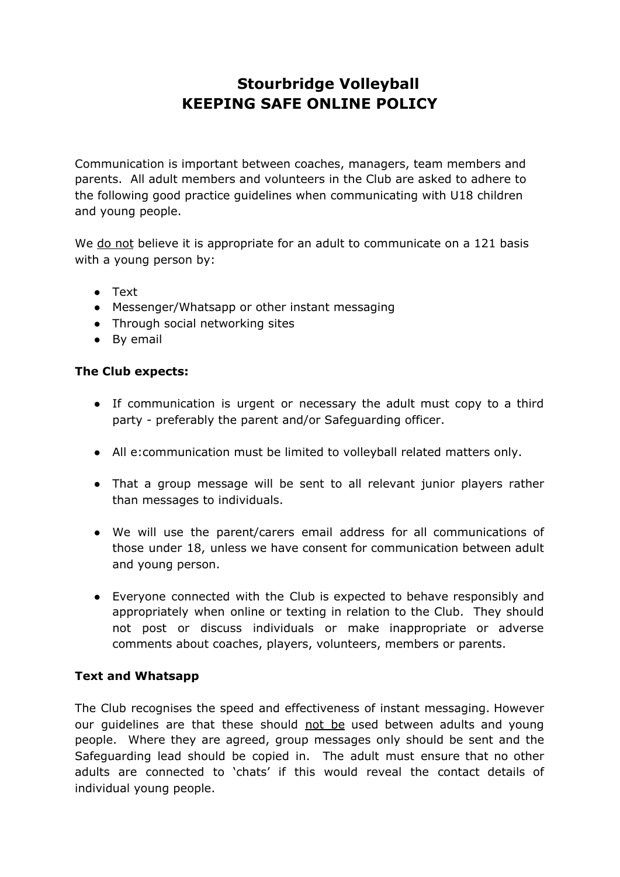# Stourbridge Volleyball
# KEEPING SAFE ONLINE POLICY

Communication is important between coaches, managers, team members and parents. All adult members and volunteers in the Club are asked to adhere to the following good practice guidelines when communicating with U18 children and young people.

We <u>do not</u> believe it is appropriate for an adult to communicate on a 121 basis with a young person by:

- Text
- Messenger/Whatsapp or other instant messaging
- Through social networking sites
- By email

**The Club expects:**

- If communication is urgent or necessary the adult must copy to a third party - preferably the parent and/or Safeguarding officer.
- All e:communication must be limited to volleyball related matters only.
- That a group message will be sent to all relevant junior players rather than messages to individuals.
- We will use the parent/carers email address for all communications of those under 18, unless we have consent for communication between adult and young person.
- Everyone connected with the Club is expected to behave responsibly and appropriately when online or texting in relation to the Club. They should not post or discuss individuals or make inappropriate or adverse comments about coaches, players, volunteers, members or parents.

**Text and Whatsapp**

The Club recognises the speed and effectiveness of instant messaging. However our guidelines are that these should <u>not be</u> used between adults and young people. Where they are agreed, group messages only should be sent and the Safeguarding lead should be copied in. The adult must ensure that no other adults are connected to 'chats' if this would reveal the contact details of individual young people.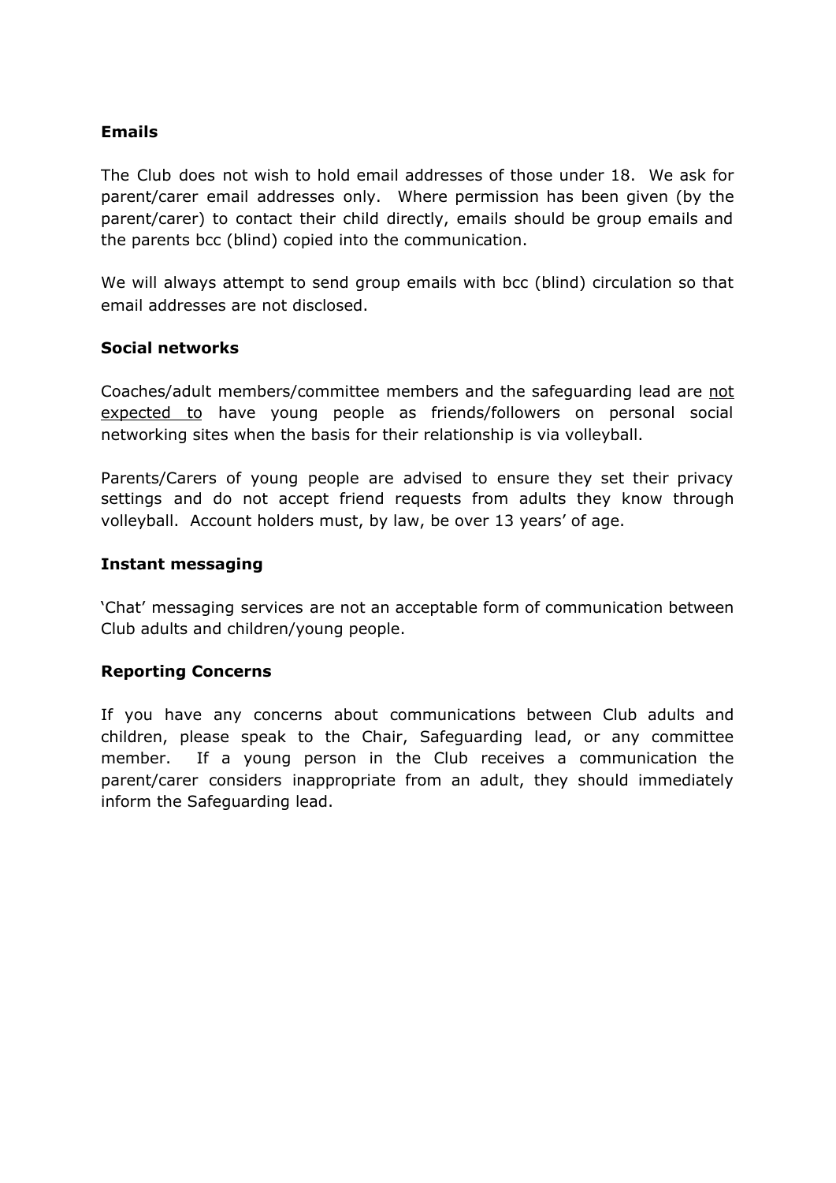**Emails**

The Club does not wish to hold email addresses of those under 18. We ask for parent/carer email addresses only. Where permission has been given (by the parent/carer) to contact their child directly, emails should be group emails and the parents bcc (blind) copied into the communication.

We will always attempt to send group emails with bcc (blind) circulation so that email addresses are not disclosed.

**Social networks**

Coaches/adult members/committee members and the safeguarding lead are <u>not expected to</u> have young people as friends/followers on personal social networking sites when the basis for their relationship is via volleyball.

Parents/Carers of young people are advised to ensure they set their privacy settings and do not accept friend requests from adults they know through volleyball. Account holders must, by law, be over 13 years' of age.

**Instant messaging**

'Chat' messaging services are not an acceptable form of communication between Club adults and children/young people.

**Reporting Concerns**

If you have any concerns about communications between Club adults and children, please speak to the Chair, Safeguarding lead, or any committee member. If a young person in the Club receives a communication the parent/carer considers inappropriate from an adult, they should immediately inform the Safeguarding lead.